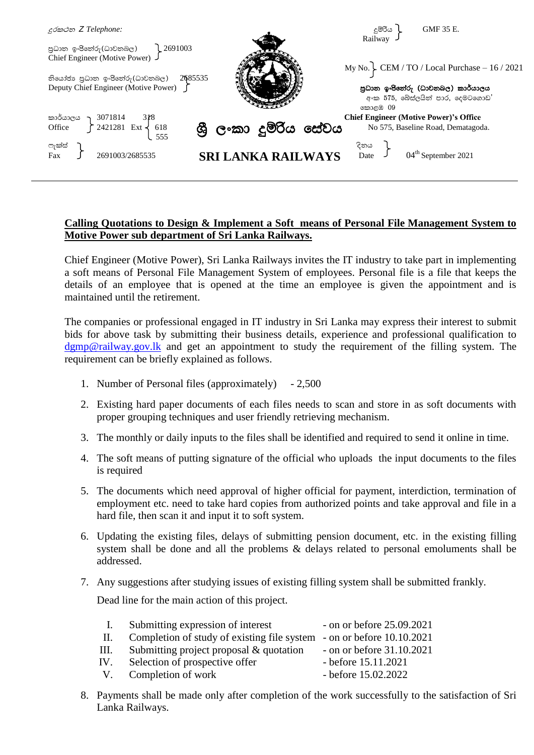දුරකථන Z Telephone:

ප්‍රධාන ඉංජිනේරු (ධාවනබල) Chief Engineer (Motive Power) 2691003

නියෝජ්‍ය ප්‍රධාන ඉංජිනේරු (ධාවනබල) Deputy Chief Engineer (Motive Power) 2685535

කාර්යාලය Office 3071814, 2421281 Ext 318, 618, 555

ෆැක්ස් Fax 2691003/2685535

**ශ්‍රී ලංකා දුම්රිය සේවය**

**SRI LANKA RAILWAYS**

දුම්රිය Railway GMF 35 E.

My No. CEM / TO / Local Purchase – 16 / 2021

**ප්‍රධාන ඉංජිනේරු (ධාවනබල) කාර්යාලය**
අංක 575, බේස්ලයින් පාර, දෙමටගොඩ, කොළඹ 09

**Chief Engineer (Motive Power)'s Office**
No 575, Baseline Road, Dematagoda.

දිනය Date 04th September 2021

---

**<u>Calling Quotations to Design & Implement a Soft means of Personal File Management System to Motive Power sub department of Sri Lanka Railways.</u>**

Chief Engineer (Motive Power), Sri Lanka Railways invites the IT industry to take part in implementing a soft means of Personal File Management System of employees. Personal file is a file that keeps the details of an employee that is opened at the time an employee is given the appointment and is maintained until the retirement.

The companies or professional engaged in IT industry in Sri Lanka may express their interest to submit bids for above task by submitting their business details, experience and professional qualification to dgmp@railway.gov.lk and get an appointment to study the requirement of the filling system. The requirement can be briefly explained as follows.

1. Number of Personal files (approximately) - 2,500
2. Existing hard paper documents of each files needs to scan and store in as soft documents with proper grouping techniques and user friendly retrieving mechanism.
3. The monthly or daily inputs to the files shall be identified and required to send it online in time.
4. The soft means of putting signature of the official who uploads the input documents to the files is required
5. The documents which need approval of higher official for payment, interdiction, termination of employment etc. need to take hard copies from authorized points and take approval and file in a hard file, then scan it and input it to soft system.
6. Updating the existing files, delays of submitting pension document, etc. in the existing filling system shall be done and all the problems & delays related to personal emoluments shall be addressed.
7. Any suggestions after studying issues of existing filling system shall be submitted frankly.

   Dead line for the main action of this project.

   I. Submitting expression of interest - on or before 25.09.2021
   II. Completion of study of existing file system - on or before 10.10.2021
   III. Submitting project proposal & quotation - on or before 31.10.2021
   IV. Selection of prospective offer - before 15.11.2021
   V. Completion of work - before 15.02.2022

8. Payments shall be made only after completion of the work successfully to the satisfaction of Sri Lanka Railways.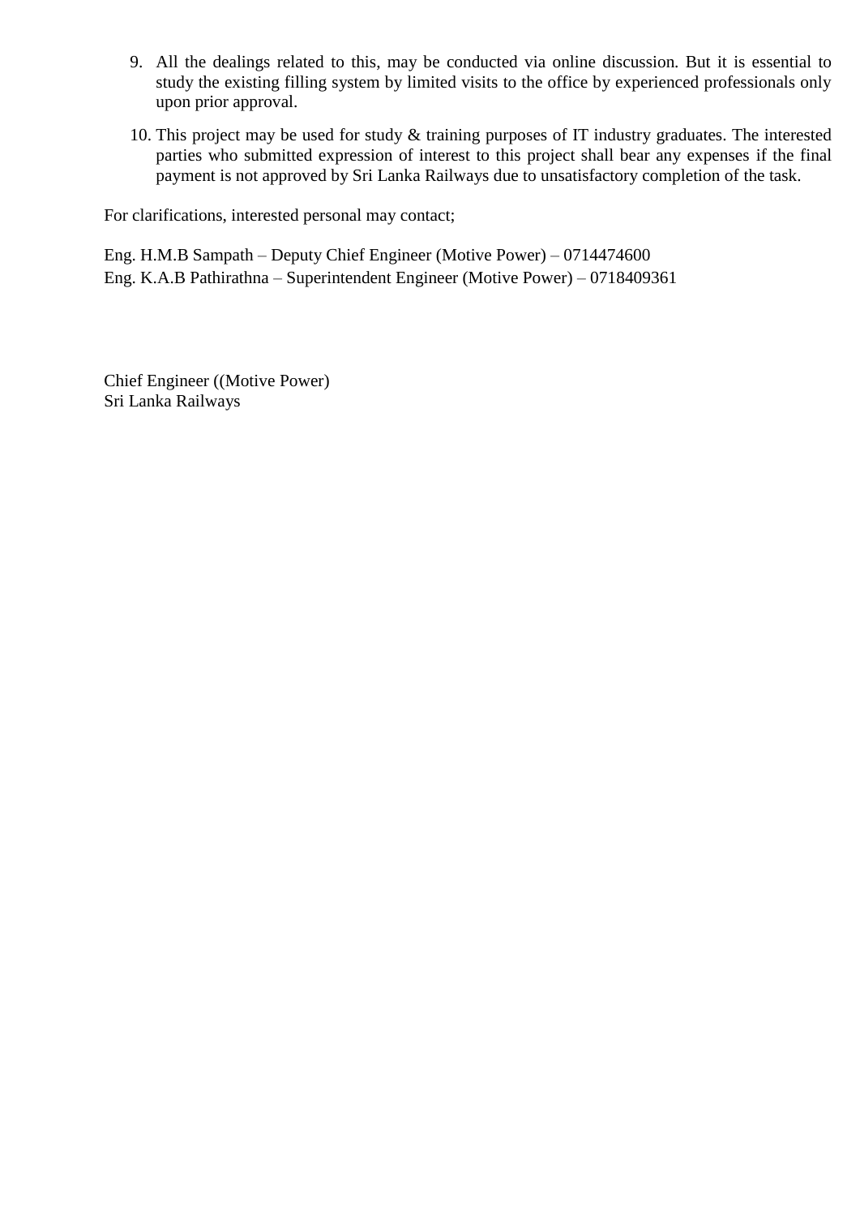9. All the dealings related to this, may be conducted via online discussion. But it is essential to study the existing filling system by limited visits to the office by experienced professionals only upon prior approval.

10. This project may be used for study & training purposes of IT industry graduates. The interested parties who submitted expression of interest to this project shall bear any expenses if the final payment is not approved by Sri Lanka Railways due to unsatisfactory completion of the task.

For clarifications, interested personal may contact;

Eng. H.M.B Sampath – Deputy Chief Engineer (Motive Power) – 0714474600
Eng. K.A.B Pathirathna – Superintendent Engineer (Motive Power) – 0718409361

Chief Engineer ((Motive Power)
Sri Lanka Railways